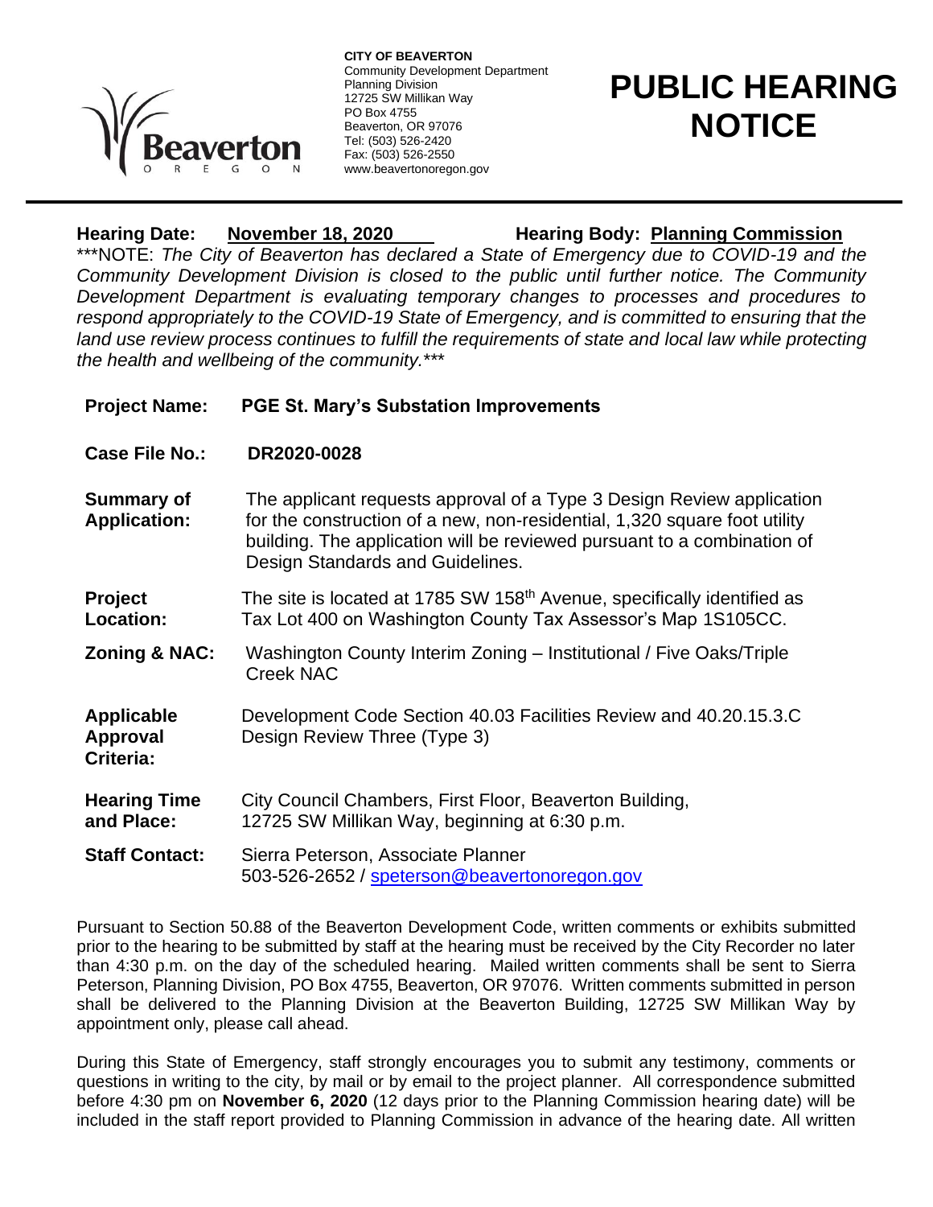**CITY OF BEAVERTON**
Community Development Department
Planning Division
12725 SW Millikan Way
PO Box 4755
Beaverton, OR 97076
Tel: (503) 526-2420
Fax: (503) 526-2550
www.beavertonoregon.gov

# PUBLIC HEARING NOTICE

**Hearing Date:** **November 18, 2020** **Hearing Body:** **Planning Commission**

\*\*\*NOTE: *The City of Beaverton has declared a State of Emergency due to COVID-19 and the Community Development Division is closed to the public until further notice. The Community Development Department is evaluating temporary changes to processes and procedures to respond appropriately to the COVID-19 State of Emergency, and is committed to ensuring that the land use review process continues to fulfill the requirements of state and local law while protecting the health and wellbeing of the community.\*\*\**

**Project Name:** **PGE St. Mary's Substation Improvements**

**Case File No.:** **DR2020-0028**

**Summary of Application:** The applicant requests approval of a Type 3 Design Review application for the construction of a new, non-residential, 1,320 square foot utility building. The application will be reviewed pursuant to a combination of Design Standards and Guidelines.

**Project Location:** The site is located at 1785 SW 158th Avenue, specifically identified as Tax Lot 400 on Washington County Tax Assessor's Map 1S105CC.

**Zoning & NAC:** Washington County Interim Zoning – Institutional / Five Oaks/Triple Creek NAC

**Applicable Approval Criteria:** Development Code Section 40.03 Facilities Review and 40.20.15.3.C Design Review Three (Type 3)

**Hearing Time and Place:** City Council Chambers, First Floor, Beaverton Building, 12725 SW Millikan Way, beginning at 6:30 p.m.

**Staff Contact:** Sierra Peterson, Associate Planner
503-526-2652 / speterson@beavertonoregon.gov

Pursuant to Section 50.88 of the Beaverton Development Code, written comments or exhibits submitted prior to the hearing to be submitted by staff at the hearing must be received by the City Recorder no later than 4:30 p.m. on the day of the scheduled hearing. Mailed written comments shall be sent to Sierra Peterson, Planning Division, PO Box 4755, Beaverton, OR 97076. Written comments submitted in person shall be delivered to the Planning Division at the Beaverton Building, 12725 SW Millikan Way by appointment only, please call ahead.

During this State of Emergency, staff strongly encourages you to submit any testimony, comments or questions in writing to the city, by mail or by email to the project planner. All correspondence submitted before 4:30 pm on **November 6, 2020** (12 days prior to the Planning Commission hearing date) will be included in the staff report provided to Planning Commission in advance of the hearing date. All written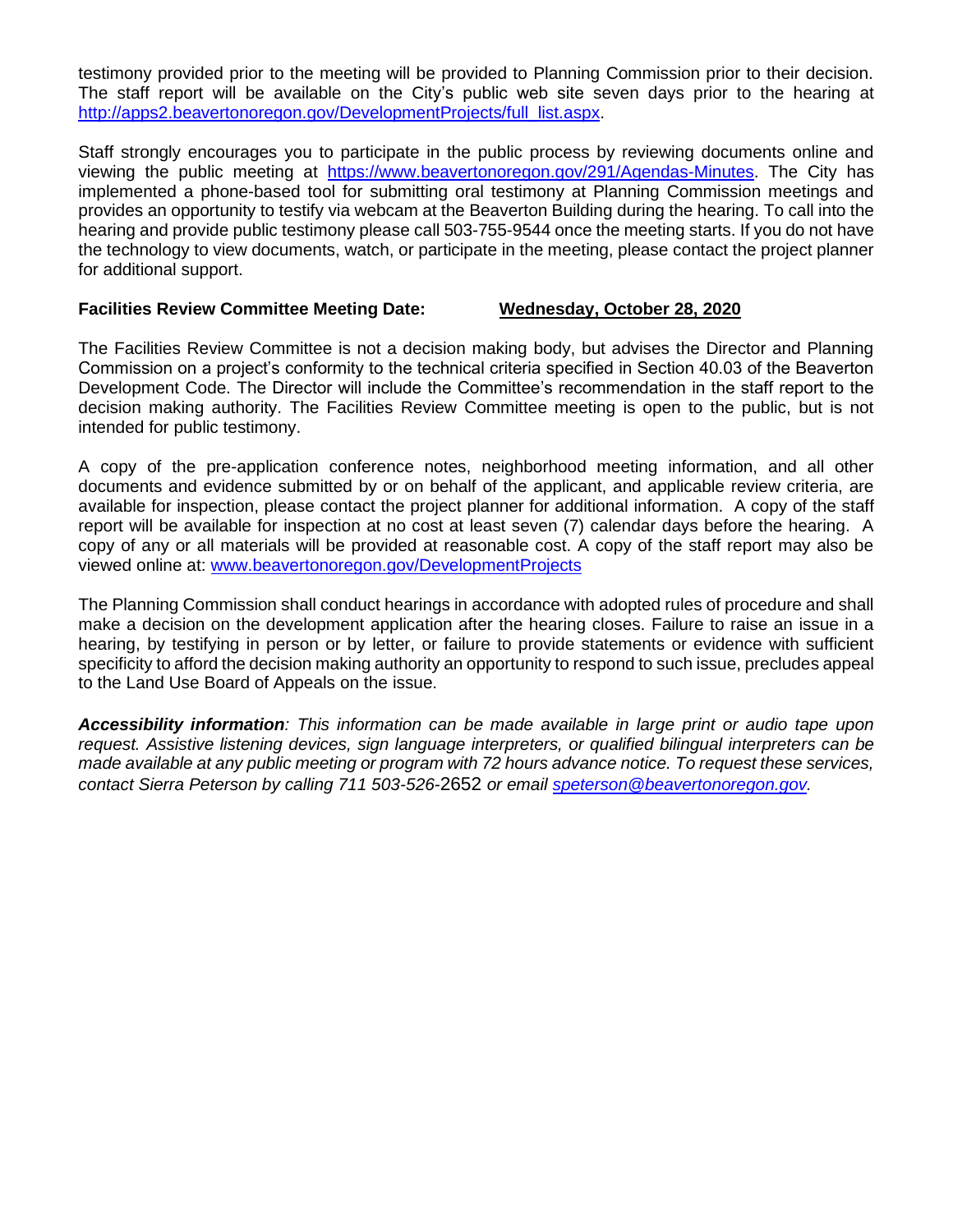testimony provided prior to the meeting will be provided to Planning Commission prior to their decision. The staff report will be available on the City's public web site seven days prior to the hearing at [http://apps2.beavertonoregon.gov/DevelopmentProjects/full_list.aspx](http://apps2.beavertonoregon.gov/DevelopmentProjects/full_list.aspx).

Staff strongly encourages you to participate in the public process by reviewing documents online and viewing the public meeting at [https://www.beavertonoregon.gov/291/Agendas-Minutes](https://www.beavertonoregon.gov/291/Agendas-Minutes). The City has implemented a phone-based tool for submitting oral testimony at Planning Commission meetings and provides an opportunity to testify via webcam at the Beaverton Building during the hearing. To call into the hearing and provide public testimony please call 503-755-9544 once the meeting starts. If you do not have the technology to view documents, watch, or participate in the meeting, please contact the project planner for additional support.

**Facilities Review Committee Meeting Date:** **<u>Wednesday, October 28, 2020</u>**

The Facilities Review Committee is not a decision making body, but advises the Director and Planning Commission on a project's conformity to the technical criteria specified in Section 40.03 of the Beaverton Development Code. The Director will include the Committee's recommendation in the staff report to the decision making authority. The Facilities Review Committee meeting is open to the public, but is not intended for public testimony.

A copy of the pre-application conference notes, neighborhood meeting information, and all other documents and evidence submitted by or on behalf of the applicant, and applicable review criteria, are available for inspection, please contact the project planner for additional information. A copy of the staff report will be available for inspection at no cost at least seven (7) calendar days before the hearing. A copy of any or all materials will be provided at reasonable cost. A copy of the staff report may also be viewed online at: [www.beavertonoregon.gov/DevelopmentProjects](http://www.beavertonoregon.gov/DevelopmentProjects)

The Planning Commission shall conduct hearings in accordance with adopted rules of procedure and shall make a decision on the development application after the hearing closes. Failure to raise an issue in a hearing, by testifying in person or by letter, or failure to provide statements or evidence with sufficient specificity to afford the decision making authority an opportunity to respond to such issue, precludes appeal to the Land Use Board of Appeals on the issue.

***Accessibility information****: This information can be made available in large print or audio tape upon request. Assistive listening devices, sign language interpreters, or qualified bilingual interpreters can be made available at any public meeting or program with 72 hours advance notice. To request these services, contact Sierra Peterson by calling 711 503-526-*2652 *or email [speterson@beavertonoregon.gov](mailto:speterson@beavertonoregon.gov).*